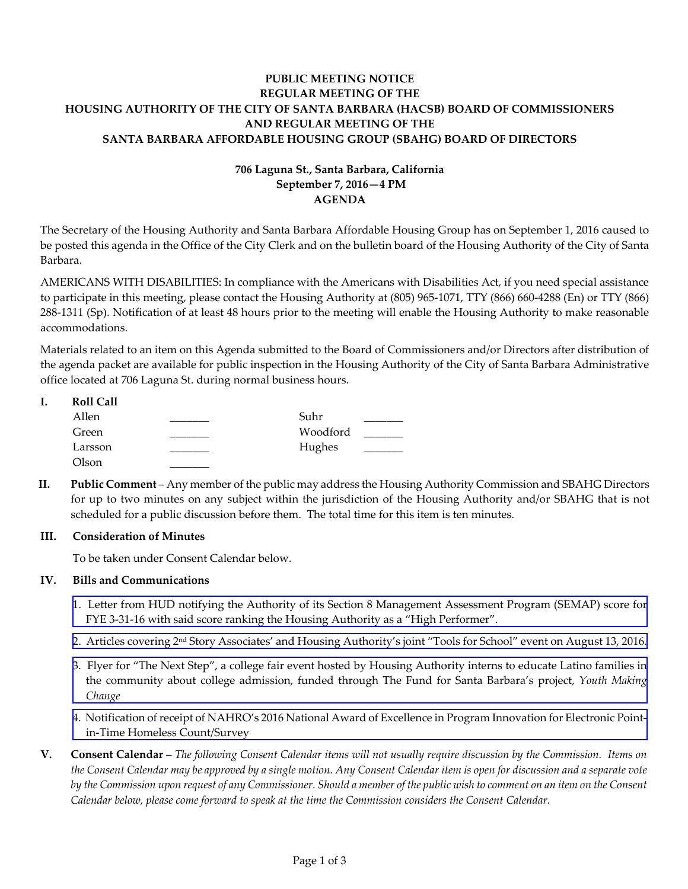**PUBLIC MEETING NOTICE**
**REGULAR MEETING OF THE**
**HOUSING AUTHORITY OF THE CITY OF SANTA BARBARA (HACSB) BOARD OF COMMISSIONERS**
**AND REGULAR MEETING OF THE**
**SANTA BARBARA AFFORDABLE HOUSING GROUP (SBAHG) BOARD OF DIRECTORS**

**706 Laguna St., Santa Barbara, California**
**September 7, 2016—4 PM**
**AGENDA**

The Secretary of the Housing Authority and Santa Barbara Affordable Housing Group has on September 1, 2016 caused to be posted this agenda in the Office of the City Clerk and on the bulletin board of the Housing Authority of the City of Santa Barbara.

AMERICANS WITH DISABILITIES: In compliance with the Americans with Disabilities Act, if you need special assistance to participate in this meeting, please contact the Housing Authority at (805) 965-1071, TTY (866) 660-4288 (En) or TTY (866) 288-1311 (Sp). Notification of at least 48 hours prior to the meeting will enable the Housing Authority to make reasonable accommodations.

Materials related to an item on this Agenda submitted to the Board of Commissioners and/or Directors after distribution of the agenda packet are available for public inspection in the Housing Authority of the City of Santa Barbara Administrative office located at 706 Laguna St. during normal business hours.

**I. Roll Call**

| | | | |
|---|---|---|---|
| Allen | _______ | Suhr | _______ |
| Green | _______ | Woodford | _______ |
| Larsson | _______ | Hughes | _______ |
| Olson | _______ | | |

**II. Public Comment** – Any member of the public may address the Housing Authority Commission and SBAHG Directors for up to two minutes on any subject within the jurisdiction of the Housing Authority and/or SBAHG that is not scheduled for a public discussion before them. The total time for this item is ten minutes.

**III. Consideration of Minutes**

To be taken under Consent Calendar below.

**IV. Bills and Communications**

1. Letter from HUD notifying the Authority of its Section 8 Management Assessment Program (SEMAP) score for FYE 3-31-16 with said score ranking the Housing Authority as a "High Performer".
2. Articles covering 2nd Story Associates' and Housing Authority's joint "Tools for School" event on August 13, 2016.
3. Flyer for "The Next Step", a college fair event hosted by Housing Authority interns to educate Latino families in the community about college admission, funded through The Fund for Santa Barbara's project, *Youth Making Change*
4. Notification of receipt of NAHRO's 2016 National Award of Excellence in Program Innovation for Electronic Point-in-Time Homeless Count/Survey

**V. Consent Calendar** – *The following Consent Calendar items will not usually require discussion by the Commission. Items on the Consent Calendar may be approved by a single motion. Any Consent Calendar item is open for discussion and a separate vote by the Commission upon request of any Commissioner. Should a member of the public wish to comment on an item on the Consent Calendar below, please come forward to speak at the time the Commission considers the Consent Calendar.*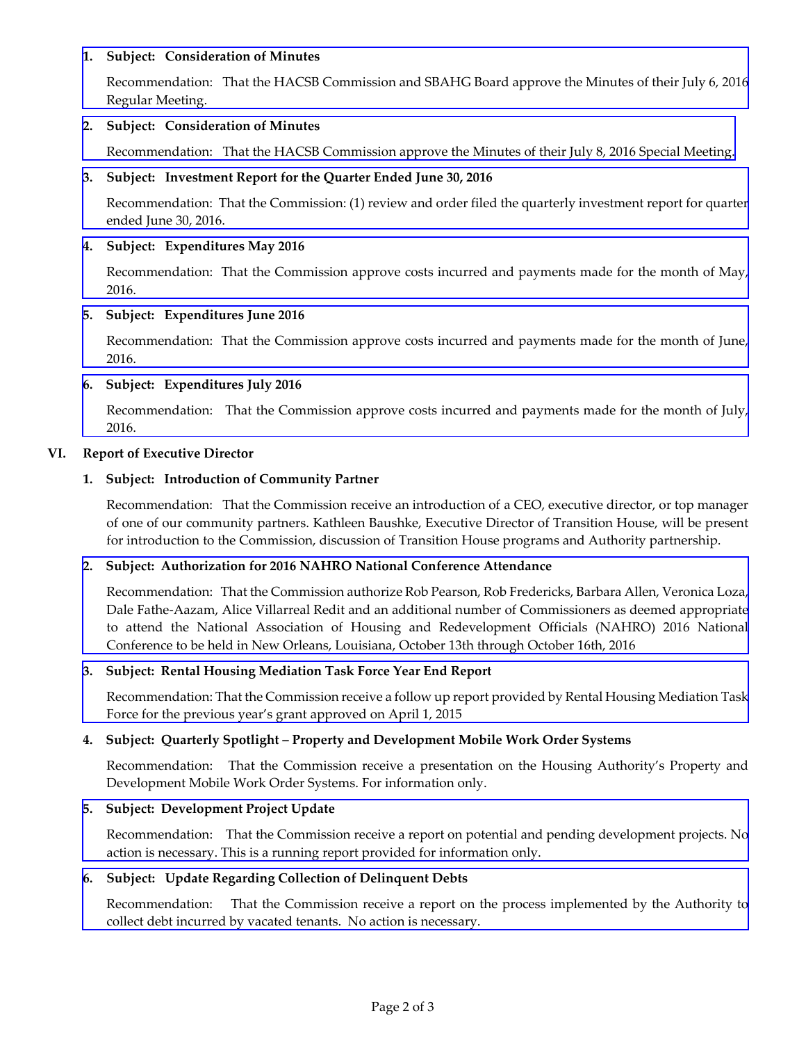1. **Subject: Consideration of Minutes**

   Recommendation: That the HACSB Commission and SBAHG Board approve the Minutes of their July 6, 2016 Regular Meeting.

2. **Subject: Consideration of Minutes**

   Recommendation: That the HACSB Commission approve the Minutes of their July 8, 2016 Special Meeting.

3. **Subject: Investment Report for the Quarter Ended June 30, 2016**

   Recommendation: That the Commission: (1) review and order filed the quarterly investment report for quarter ended June 30, 2016.

4. **Subject: Expenditures May 2016**

   Recommendation: That the Commission approve costs incurred and payments made for the month of May, 2016.

5. **Subject: Expenditures June 2016**

   Recommendation: That the Commission approve costs incurred and payments made for the month of June, 2016.

6. **Subject: Expenditures July 2016**

   Recommendation: That the Commission approve costs incurred and payments made for the month of July, 2016.

## VI. Report of Executive Director

1. **Subject: Introduction of Community Partner**

   Recommendation: That the Commission receive an introduction of a CEO, executive director, or top manager of one of our community partners. Kathleen Baushke, Executive Director of Transition House, will be present for introduction to the Commission, discussion of Transition House programs and Authority partnership.

2. **Subject: Authorization for 2016 NAHRO National Conference Attendance**

   Recommendation: That the Commission authorize Rob Pearson, Rob Fredericks, Barbara Allen, Veronica Loza, Dale Fathe-Aazam, Alice Villarreal Redit and an additional number of Commissioners as deemed appropriate to attend the National Association of Housing and Redevelopment Officials (NAHRO) 2016 National Conference to be held in New Orleans, Louisiana, October 13th through October 16th, 2016

3. **Subject: Rental Housing Mediation Task Force Year End Report**

   Recommendation: That the Commission receive a follow up report provided by Rental Housing Mediation Task Force for the previous year's grant approved on April 1, 2015

4. **Subject: Quarterly Spotlight – Property and Development Mobile Work Order Systems**

   Recommendation: That the Commission receive a presentation on the Housing Authority's Property and Development Mobile Work Order Systems. For information only.

5. **Subject: Development Project Update**

   Recommendation: That the Commission receive a report on potential and pending development projects. No action is necessary. This is a running report provided for information only.

6. **Subject: Update Regarding Collection of Delinquent Debts**

   Recommendation: That the Commission receive a report on the process implemented by the Authority to collect debt incurred by vacated tenants. No action is necessary.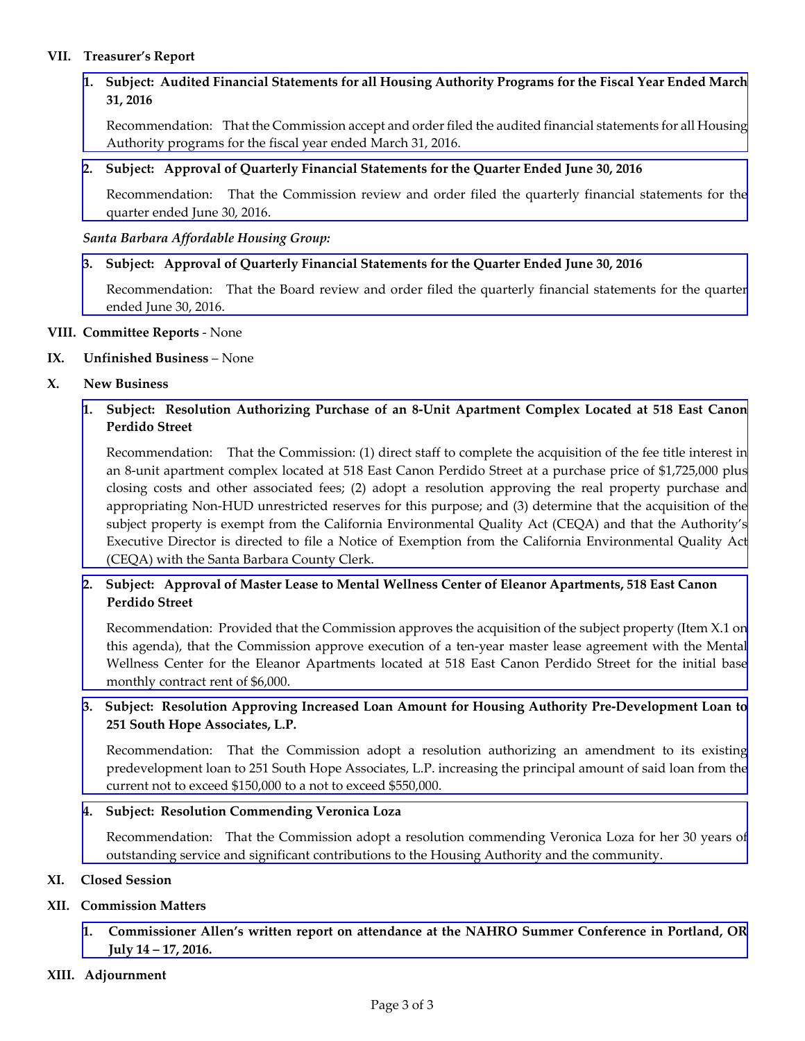## VII. Treasurer's Report

1. **Subject: Audited Financial Statements for all Housing Authority Programs for the Fiscal Year Ended March 31, 2016**

   Recommendation: That the Commission accept and order filed the audited financial statements for all Housing Authority programs for the fiscal year ended March 31, 2016.

2. **Subject: Approval of Quarterly Financial Statements for the Quarter Ended June 30, 2016**

   Recommendation: That the Commission review and order filed the quarterly financial statements for the quarter ended June 30, 2016.

*Santa Barbara Affordable Housing Group:*

3. **Subject: Approval of Quarterly Financial Statements for the Quarter Ended June 30, 2016**

   Recommendation: That the Board review and order filed the quarterly financial statements for the quarter ended June 30, 2016.

## VIII. Committee Reports - None

## IX. Unfinished Business – None

## X. New Business

1. **Subject: Resolution Authorizing Purchase of an 8-Unit Apartment Complex Located at 518 East Canon Perdido Street**

   Recommendation: That the Commission: (1) direct staff to complete the acquisition of the fee title interest in an 8-unit apartment complex located at 518 East Canon Perdido Street at a purchase price of $1,725,000 plus closing costs and other associated fees; (2) adopt a resolution approving the real property purchase and appropriating Non-HUD unrestricted reserves for this purpose; and (3) determine that the acquisition of the subject property is exempt from the California Environmental Quality Act (CEQA) and that the Authority's Executive Director is directed to file a Notice of Exemption from the California Environmental Quality Act (CEQA) with the Santa Barbara County Clerk.

2. **Subject: Approval of Master Lease to Mental Wellness Center of Eleanor Apartments, 518 East Canon Perdido Street**

   Recommendation: Provided that the Commission approves the acquisition of the subject property (Item X.1 on this agenda), that the Commission approve execution of a ten-year master lease agreement with the Mental Wellness Center for the Eleanor Apartments located at 518 East Canon Perdido Street for the initial base monthly contract rent of $6,000.

3. **Subject: Resolution Approving Increased Loan Amount for Housing Authority Pre-Development Loan to 251 South Hope Associates, L.P.**

   Recommendation: That the Commission adopt a resolution authorizing an amendment to its existing predevelopment loan to 251 South Hope Associates, L.P. increasing the principal amount of said loan from the current not to exceed $150,000 to a not to exceed $550,000.

4. **Subject: Resolution Commending Veronica Loza**

   Recommendation: That the Commission adopt a resolution commending Veronica Loza for her 30 years of outstanding service and significant contributions to the Housing Authority and the community.

## XI. Closed Session

## XII. Commission Matters

1. **Commissioner Allen's written report on attendance at the NAHRO Summer Conference in Portland, OR July 14 – 17, 2016.**

## XIII. Adjournment